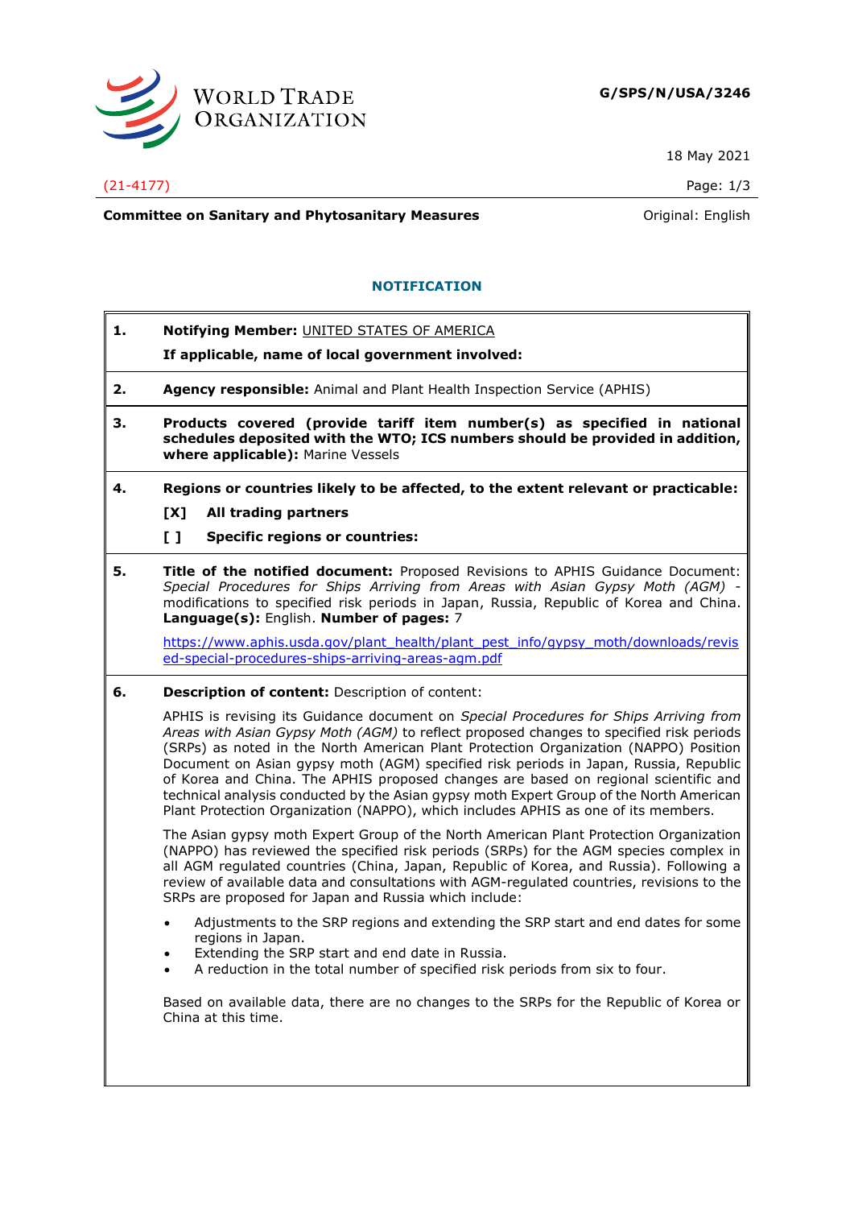WORLD TRADE ORGANIZATION

**G/SPS/N/USA/3246**

18 May 2021

(21-4177)

**Committee on Sanitary and Phytosanitary Measures**

Original: English

## NOTIFICATION

**1. Notifying Member:** UNITED STATES OF AMERICA

**If applicable, name of local government involved:**

**2. Agency responsible:** Animal and Plant Health Inspection Service (APHIS)

**3. Products covered (provide tariff item number(s) as specified in national schedules deposited with the WTO; ICS numbers should be provided in addition, where applicable):** Marine Vessels

**4. Regions or countries likely to be affected, to the extent relevant or practicable:**

**[X] All trading partners**

**[ ] Specific regions or countries:**

**5. Title of the notified document:** Proposed Revisions to APHIS Guidance Document: *Special Procedures for Ships Arriving from Areas with Asian Gypsy Moth (AGM)* - modifications to specified risk periods in Japan, Russia, Republic of Korea and China. **Language(s):** English. **Number of pages:** 7

https://www.aphis.usda.gov/plant_health/plant_pest_info/gypsy_moth/downloads/revised-special-procedures-ships-arriving-areas-agm.pdf

**6. Description of content:** Description of content:

APHIS is revising its Guidance document on *Special Procedures for Ships Arriving from Areas with Asian Gypsy Moth (AGM)* to reflect proposed changes to specified risk periods (SRPs) as noted in the North American Plant Protection Organization (NAPPO) Position Document on Asian gypsy moth (AGM) specified risk periods in Japan, Russia, Republic of Korea and China. The APHIS proposed changes are based on regional scientific and technical analysis conducted by the Asian gypsy moth Expert Group of the North American Plant Protection Organization (NAPPO), which includes APHIS as one of its members.

The Asian gypsy moth Expert Group of the North American Plant Protection Organization (NAPPO) has reviewed the specified risk periods (SRPs) for the AGM species complex in all AGM regulated countries (China, Japan, Republic of Korea, and Russia). Following a review of available data and consultations with AGM-regulated countries, revisions to the SRPs are proposed for Japan and Russia which include:

- Adjustments to the SRP regions and extending the SRP start and end dates for some regions in Japan.
- Extending the SRP start and end date in Russia.
- A reduction in the total number of specified risk periods from six to four.

Based on available data, there are no changes to the SRPs for the Republic of Korea or China at this time.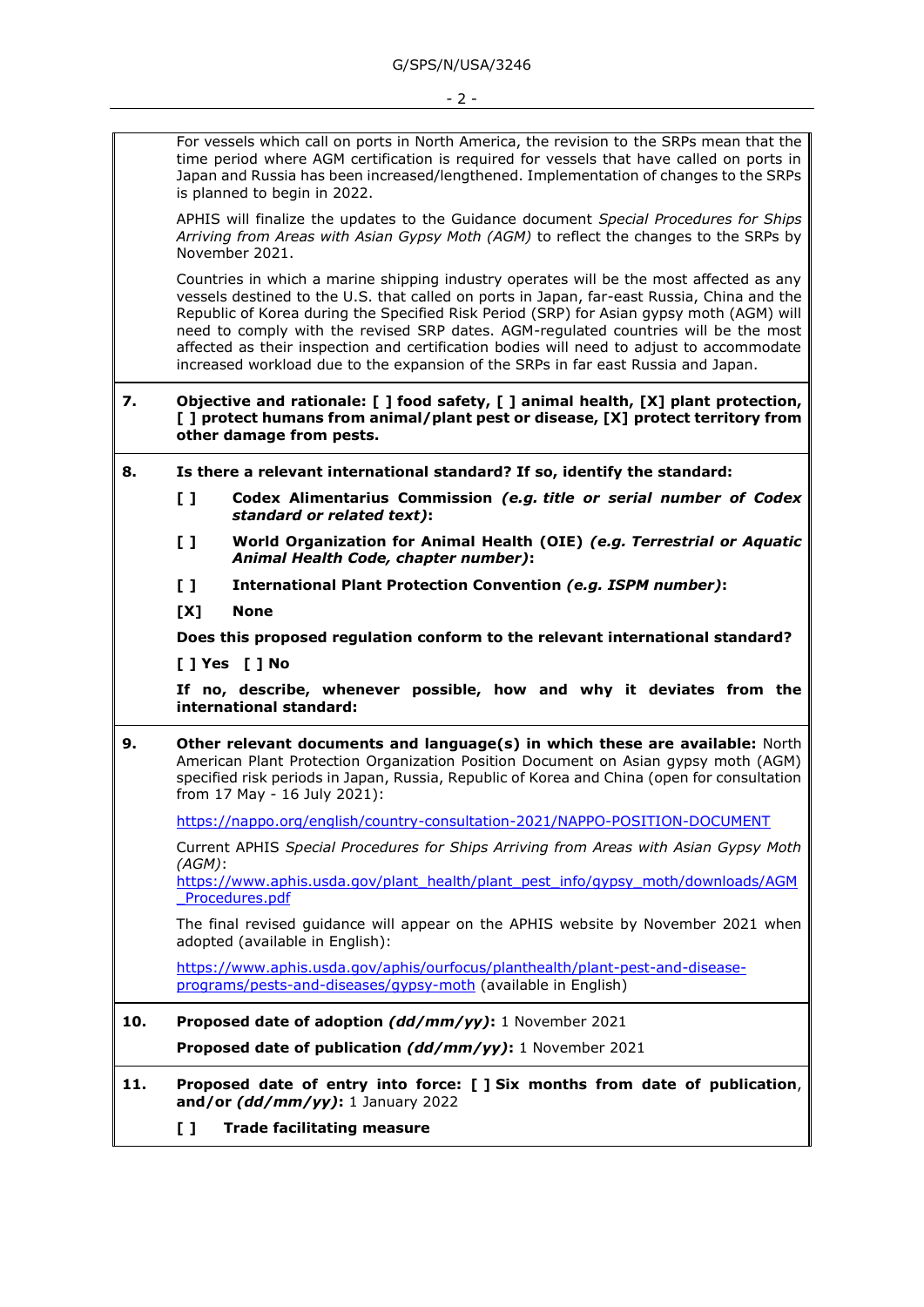For vessels which call on ports in North America, the revision to the SRPs mean that the time period where AGM certification is required for vessels that have called on ports in Japan and Russia has been increased/lengthened. Implementation of changes to the SRPs is planned to begin in 2022.

APHIS will finalize the updates to the Guidance document *Special Procedures for Ships Arriving from Areas with Asian Gypsy Moth (AGM)* to reflect the changes to the SRPs by November 2021.

Countries in which a marine shipping industry operates will be the most affected as any vessels destined to the U.S. that called on ports in Japan, far-east Russia, China and the Republic of Korea during the Specified Risk Period (SRP) for Asian gypsy moth (AGM) will need to comply with the revised SRP dates. AGM-regulated countries will be the most affected as their inspection and certification bodies will need to adjust to accommodate increased workload due to the expansion of the SRPs in far east Russia and Japan.

**7. Objective and rationale: [ ] food safety, [ ] animal health, [X] plant protection, [ ] protect humans from animal/plant pest or disease, [X] protect territory from other damage from pests.**

**8. Is there a relevant international standard? If so, identify the standard:**

**[ ] Codex Alimentarius Commission *(e.g. title or serial number of Codex standard or related text)*:**

**[ ] World Organization for Animal Health (OIE) *(e.g. Terrestrial or Aquatic Animal Health Code, chapter number)*:**

**[ ] International Plant Protection Convention *(e.g. ISPM number)*:**

**[X] None**

**Does this proposed regulation conform to the relevant international standard?**

**[ ] Yes [ ] No**

**If no, describe, whenever possible, how and why it deviates from the international standard:**

**9. Other relevant documents and language(s) in which these are available:** North American Plant Protection Organization Position Document on Asian gypsy moth (AGM) specified risk periods in Japan, Russia, Republic of Korea and China (open for consultation from 17 May - 16 July 2021):

https://nappo.org/english/country-consultation-2021/NAPPO-POSITION-DOCUMENT

Current APHIS *Special Procedures for Ships Arriving from Areas with Asian Gypsy Moth (AGM)*:
https://www.aphis.usda.gov/plant_health/plant_pest_info/gypsy_moth/downloads/AGM_Procedures.pdf

The final revised guidance will appear on the APHIS website by November 2021 when adopted (available in English):

https://www.aphis.usda.gov/aphis/ourfocus/planthealth/plant-pest-and-disease-programs/pests-and-diseases/gypsy-moth (available in English)

**10. Proposed date of adoption *(dd/mm/yy)*:** 1 November 2021

**Proposed date of publication *(dd/mm/yy)*:** 1 November 2021

**11. Proposed date of entry into force: [ ] Six months from date of publication, and/or *(dd/mm/yy)*:** 1 January 2022

**[ ] Trade facilitating measure**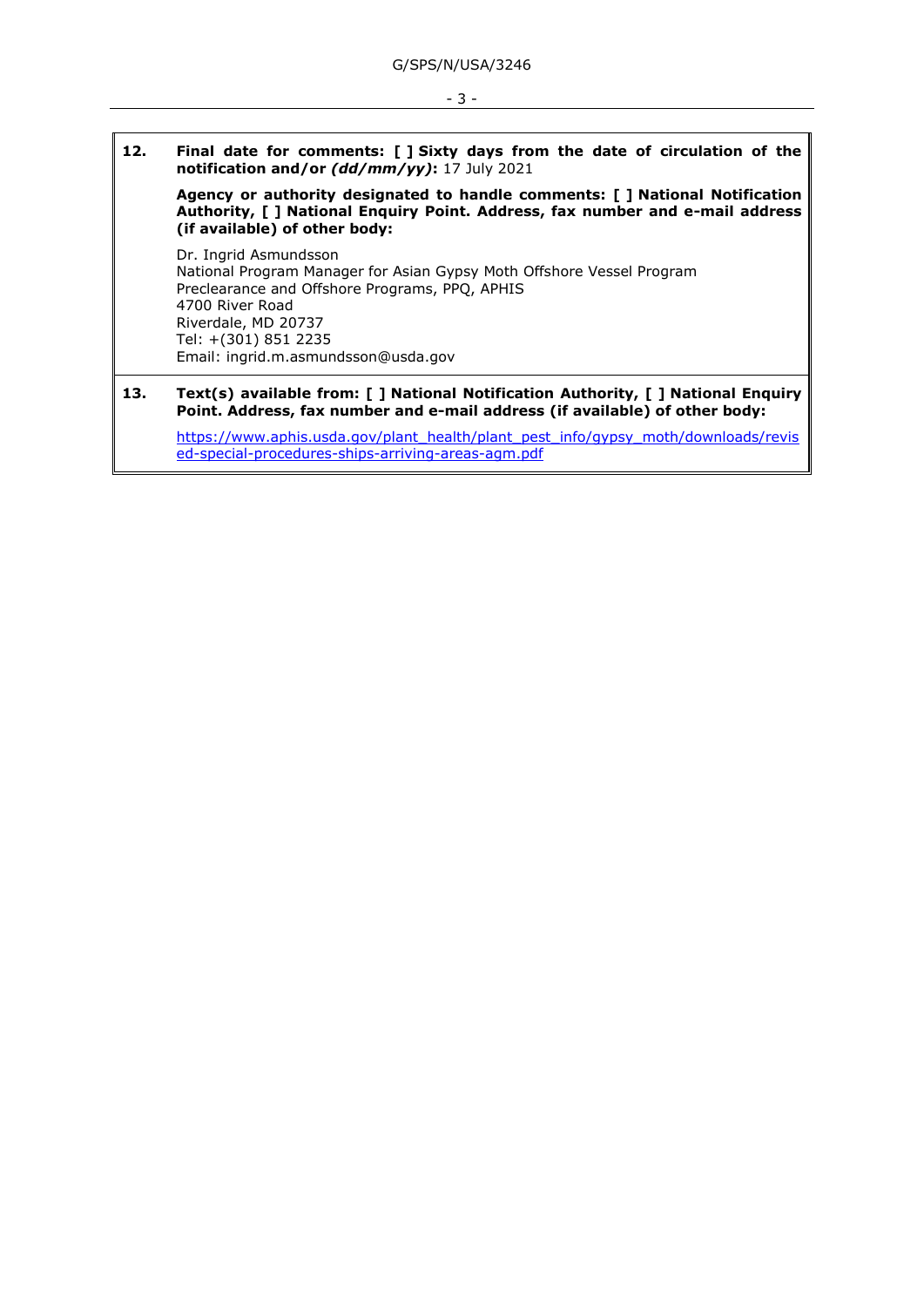**12. Final date for comments: [ ] Sixty days from the date of circulation of the notification and/or *(dd/mm/yy)*:** 17 July 2021

**Agency or authority designated to handle comments: [ ] National Notification Authority, [ ] National Enquiry Point. Address, fax number and e-mail address (if available) of other body:**

Dr. Ingrid Asmundsson
National Program Manager for Asian Gypsy Moth Offshore Vessel Program
Preclearance and Offshore Programs, PPQ, APHIS
4700 River Road
Riverdale, MD 20737
Tel: +(301) 851 2235
Email: ingrid.m.asmundsson@usda.gov

**13. Text(s) available from: [ ] National Notification Authority, [ ] National Enquiry Point. Address, fax number and e-mail address (if available) of other body:**

https://www.aphis.usda.gov/plant_health/plant_pest_info/gypsy_moth/downloads/revised-special-procedures-ships-arriving-areas-agm.pdf